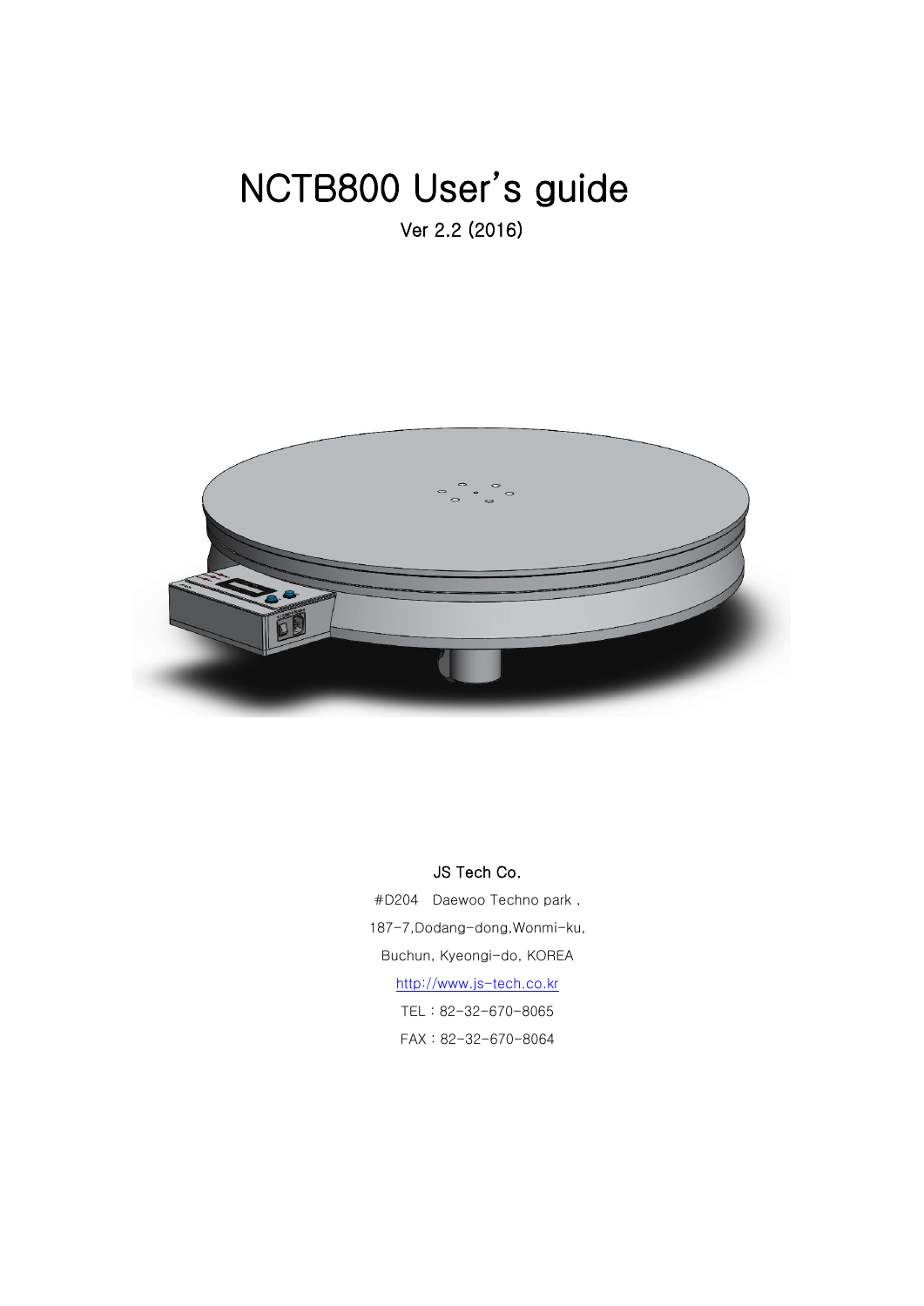# NCTB800 User's guide

Ver 2.2 (2016)

JS Tech Co.

#D204 Daewoo Techno park ,

187-7,Dodang-dong,Wonmi-ku,

Buchun, Kyeongi-do, KOREA

http://www.js-tech.co.kr

TEL : 82-32-670-8065

FAX : 82-32-670-8064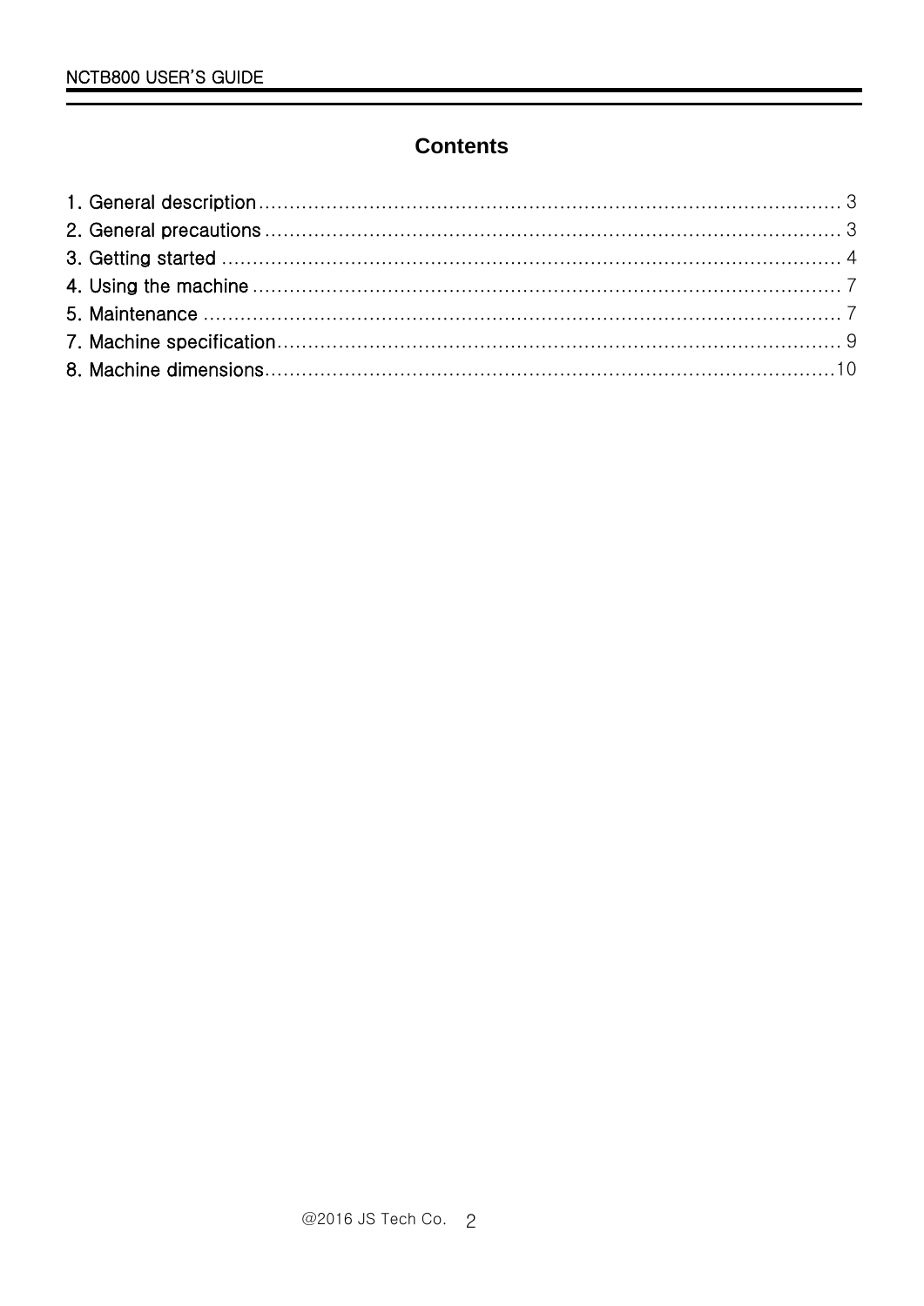# Contents

1. General description ........................................................................................ 3
2. General precautions ........................................................................................ 3
3. Getting started ........................................................................................ 4
4. Using the machine ........................................................................................ 7
5. Maintenance ........................................................................................ 7
7. Machine specification ........................................................................................ 9
8. Machine dimensions ........................................................................................ 10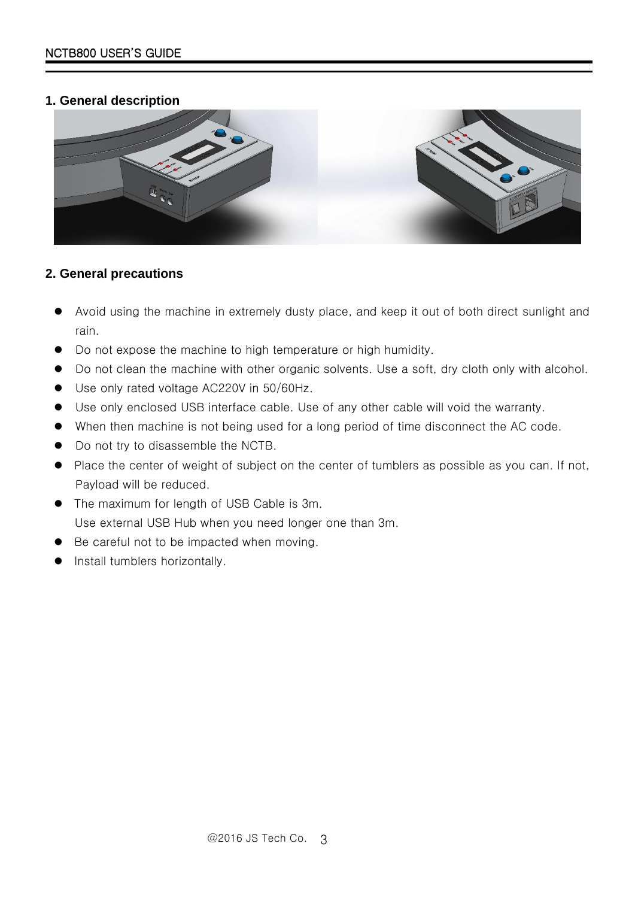## 1. General description

## 2. General precautions

- Avoid using the machine in extremely dusty place, and keep it out of both direct sunlight and rain.
- Do not expose the machine to high temperature or high humidity.
- Do not clean the machine with other organic solvents. Use a soft, dry cloth only with alcohol.
- Use only rated voltage AC220V in 50/60Hz.
- Use only enclosed USB interface cable. Use of any other cable will void the warranty.
- When then machine is not being used for a long period of time disconnect the AC code.
- Do not try to disassemble the NCTB.
- Place the center of weight of subject on the center of tumblers as possible as you can. If not, Payload will be reduced.
- The maximum for length of USB Cable is 3m.
  Use external USB Hub when you need longer one than 3m.
- Be careful not to be impacted when moving.
- Install tumblers horizontally.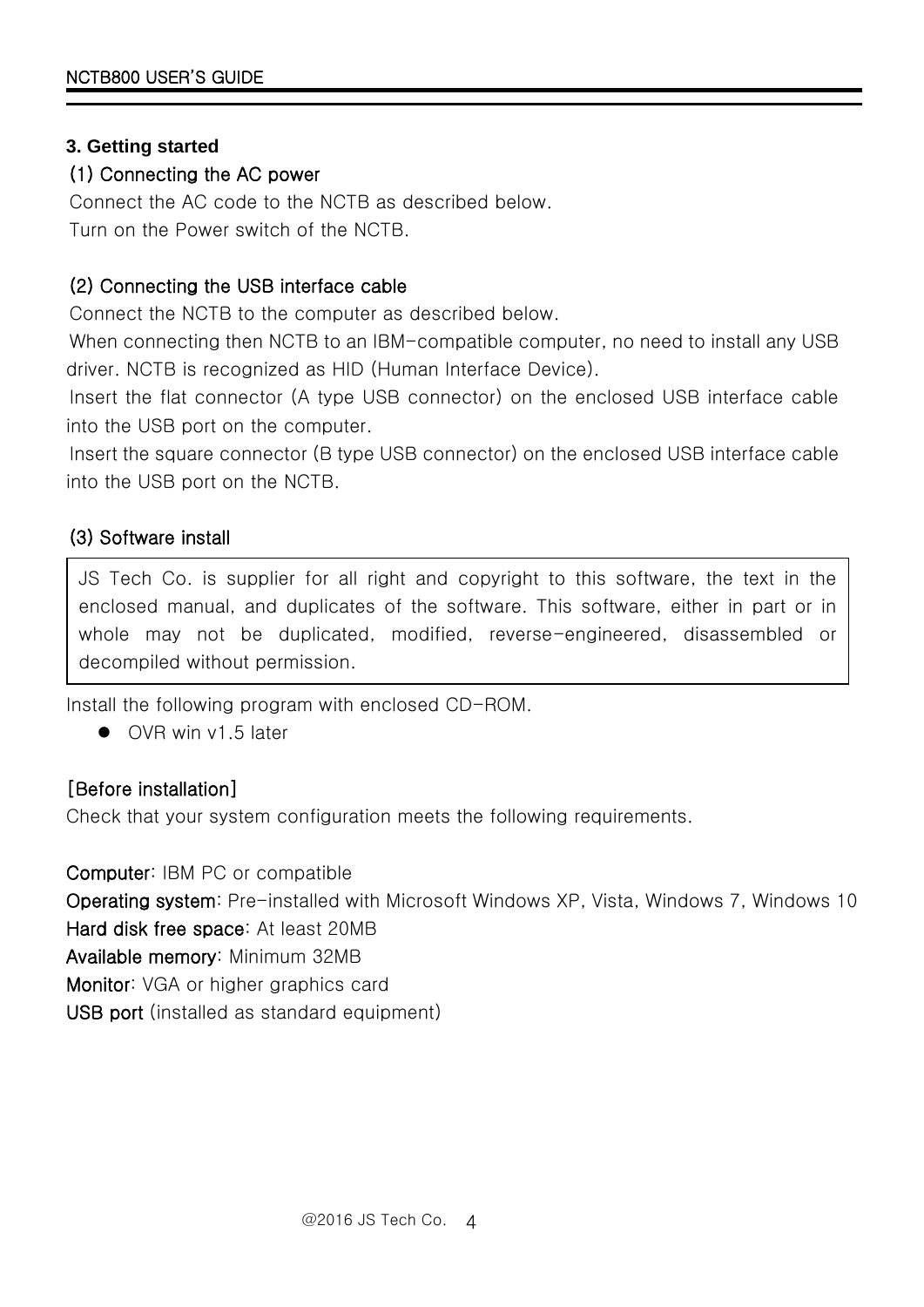## 3. Getting started

### (1) Connecting the AC power

Connect the AC code to the NCTB as described below.
Turn on the Power switch of the NCTB.

### (2) Connecting the USB interface cable

Connect the NCTB to the computer as described below.
When connecting then NCTB to an IBM-compatible computer, no need to install any USB driver. NCTB is recognized as HID (Human Interface Device).
Insert the flat connector (A type USB connector) on the enclosed USB interface cable into the USB port on the computer.
Insert the square connector (B type USB connector) on the enclosed USB interface cable into the USB port on the NCTB.

### (3) Software install

> JS Tech Co. is supplier for all right and copyright to this software, the text in the enclosed manual, and duplicates of the software. This software, either in part or in whole may not be duplicated, modified, reverse-engineered, disassembled or decompiled without permission.

Install the following program with enclosed CD-ROM.

- OVR win v1.5 later

**[Before installation]**

Check that your system configuration meets the following requirements.

**Computer**: IBM PC or compatible
**Operating system**: Pre-installed with Microsoft Windows XP, Vista, Windows 7, Windows 10
**Hard disk free space**: At least 20MB
**Available memory**: Minimum 32MB
**Monitor**: VGA or higher graphics card
**USB port** (installed as standard equipment)

@2016 JS Tech Co.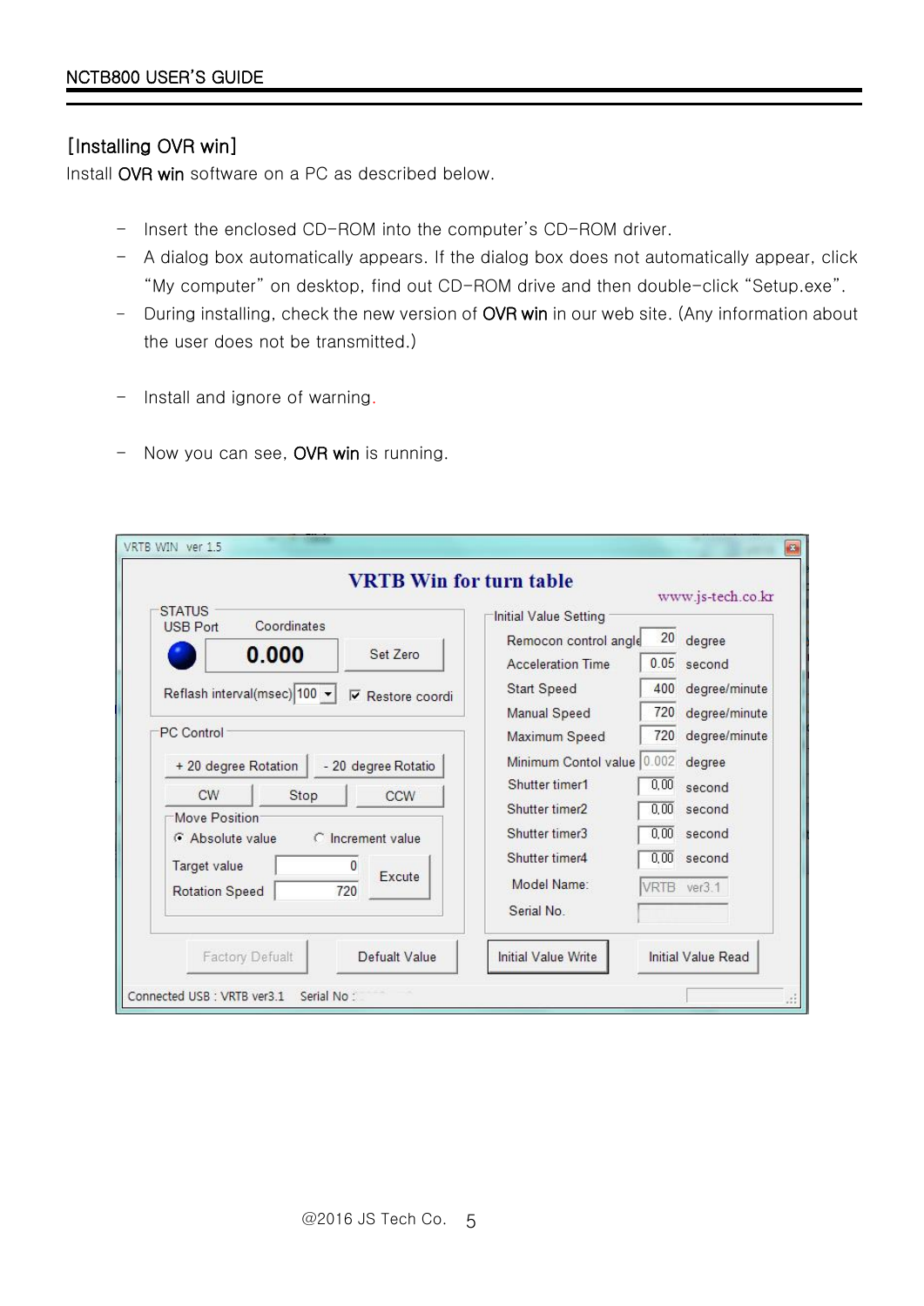[Installing OVR win]

Install OVR win software on a PC as described below.

- Insert the enclosed CD-ROM into the computer's CD-ROM driver.
- A dialog box automatically appears. If the dialog box does not automatically appear, click "My computer" on desktop, find out CD-ROM drive and then double-click "Setup.exe".
- During installing, check the new version of OVR win in our web site. (Any information about the user does not be transmitted.)

- Install and ignore of warning.

- Now you can see, OVR win is running.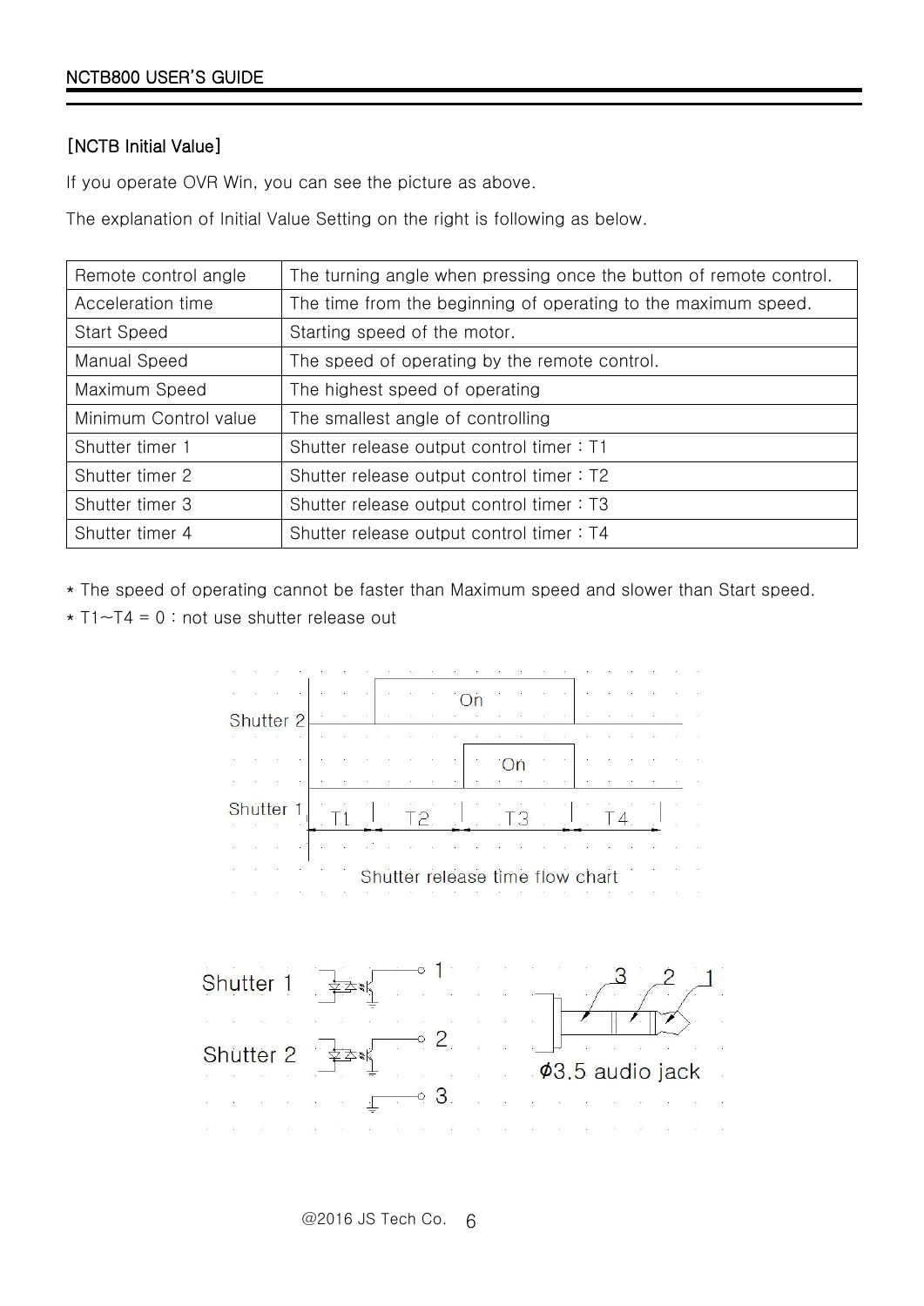[NCTB Initial Value]

If you operate OVR Win, you can see the picture as above.

The explanation of Initial Value Setting on the right is following as below.

| Remote control angle | The turning angle when pressing once the button of remote control. |
|---|---|
| Acceleration time | The time from the beginning of operating to the maximum speed. |
| Start Speed | Starting speed of the motor. |
| Manual Speed | The speed of operating by the remote control. |
| Maximum Speed | The highest speed of operating |
| Minimum Control value | The smallest angle of controlling |
| Shutter timer 1 | Shutter release output control timer : T1 |
| Shutter timer 2 | Shutter release output control timer : T2 |
| Shutter timer 3 | Shutter release output control timer : T3 |
| Shutter timer 4 | Shutter release output control timer : T4 |

* The speed of operating cannot be faster than Maximum speed and slower than Start speed.
* T1~T4 = 0 : not use shutter release out

Shutter release time flow chart

ϕ3.5 audio jack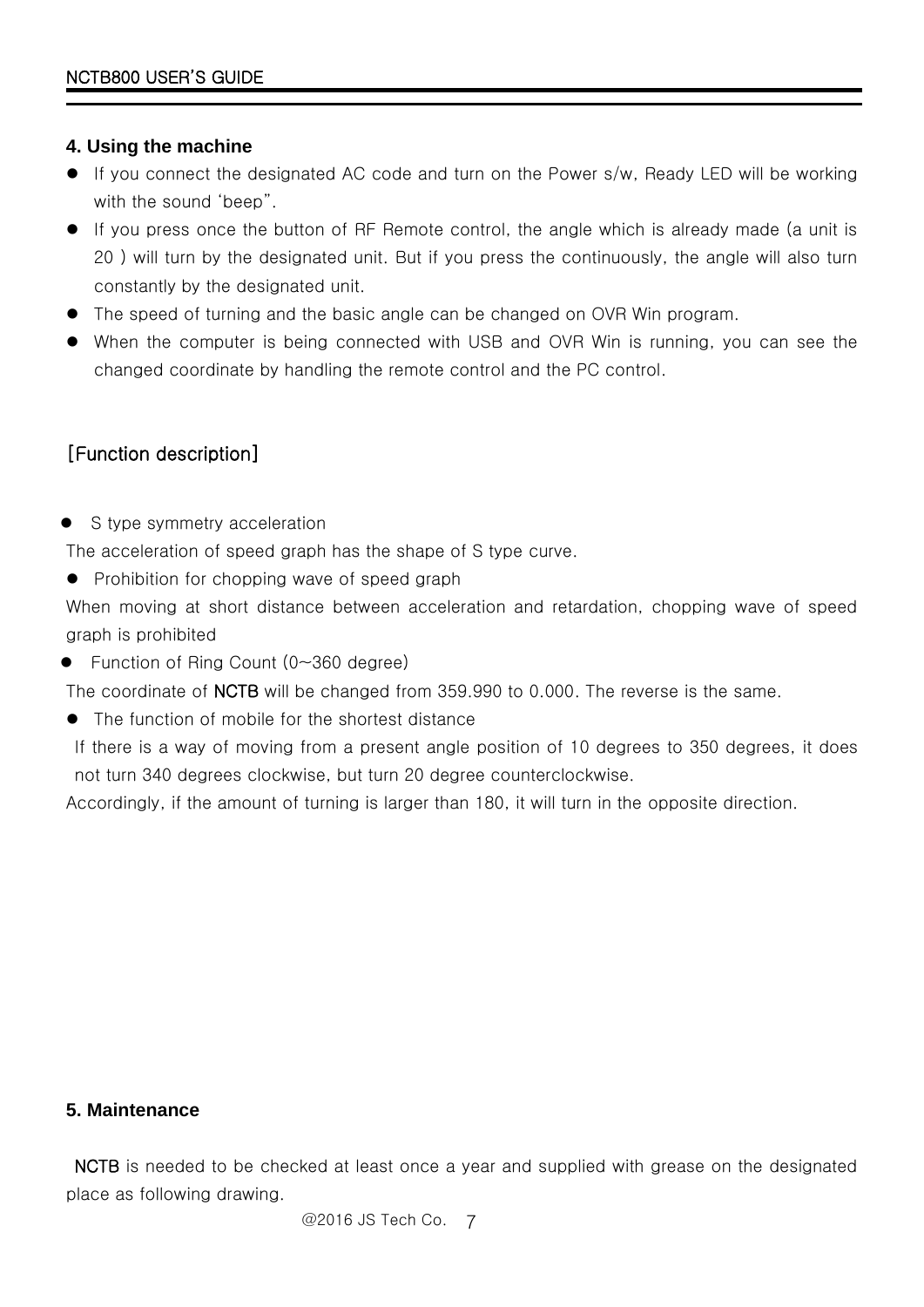## 4. Using the machine

- If you connect the designated AC code and turn on the Power s/w, Ready LED will be working with the sound 'beep".
- If you press once the button of RF Remote control, the angle which is already made (a unit is 20 ) will turn by the designated unit. But if you press the continuously, the angle will also turn constantly by the designated unit.
- The speed of turning and the basic angle can be changed on OVR Win program.
- When the computer is being connected with USB and OVR Win is running, you can see the changed coordinate by handling the remote control and the PC control.

[Function description]

- S type symmetry acceleration

The acceleration of speed graph has the shape of S type curve.

- Prohibition for chopping wave of speed graph

When moving at short distance between acceleration and retardation, chopping wave of speed graph is prohibited

- Function of Ring Count (0~360 degree)

The coordinate of NCTB will be changed from 359.990 to 0.000. The reverse is the same.

- The function of mobile for the shortest distance

If there is a way of moving from a present angle position of 10 degrees to 350 degrees, it does not turn 340 degrees clockwise, but turn 20 degree counterclockwise.

Accordingly, if the amount of turning is larger than 180, it will turn in the opposite direction.

## 5. Maintenance

NCTB is needed to be checked at least once a year and supplied with grease on the designated place as following drawing.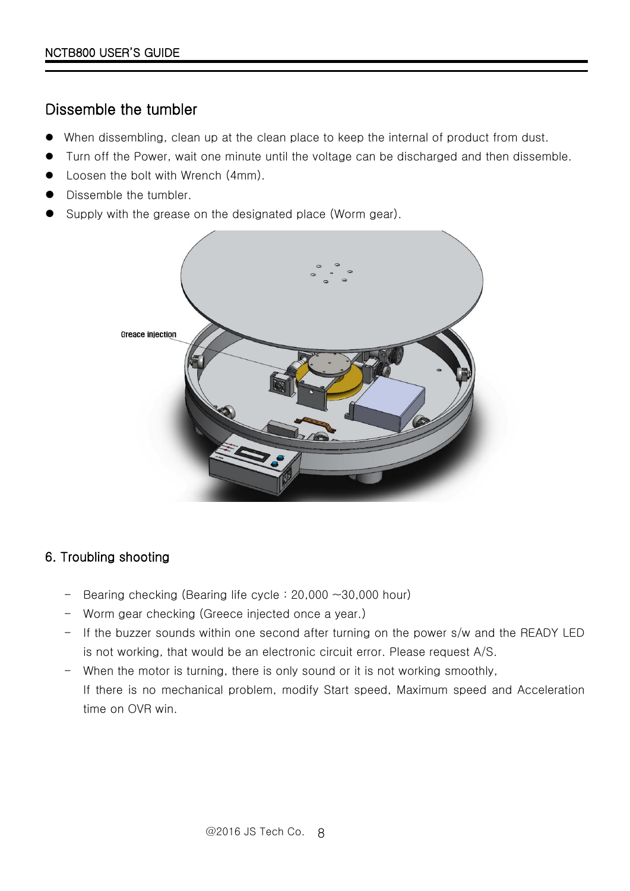## Dissemble the tumbler

- When dissembling, clean up at the clean place to keep the internal of product from dust.
- Turn off the Power, wait one minute until the voltage can be discharged and then dissemble.
- Loosen the bolt with Wrench (4mm).
- Dissemble the tumbler.
- Supply with the grease on the designated place (Worm gear).

## 6. Troubling shooting

- Bearing checking (Bearing life cycle : 20,000 ~30,000 hour)
- Worm gear checking (Greece injected once a year.)
- If the buzzer sounds within one second after turning on the power s/w and the READY LED is not working, that would be an electronic circuit error. Please request A/S.
- When the motor is turning, there is only sound or it is not working smoothly,
  If there is no mechanical problem, modify Start speed, Maximum speed and Acceleration time on OVR win.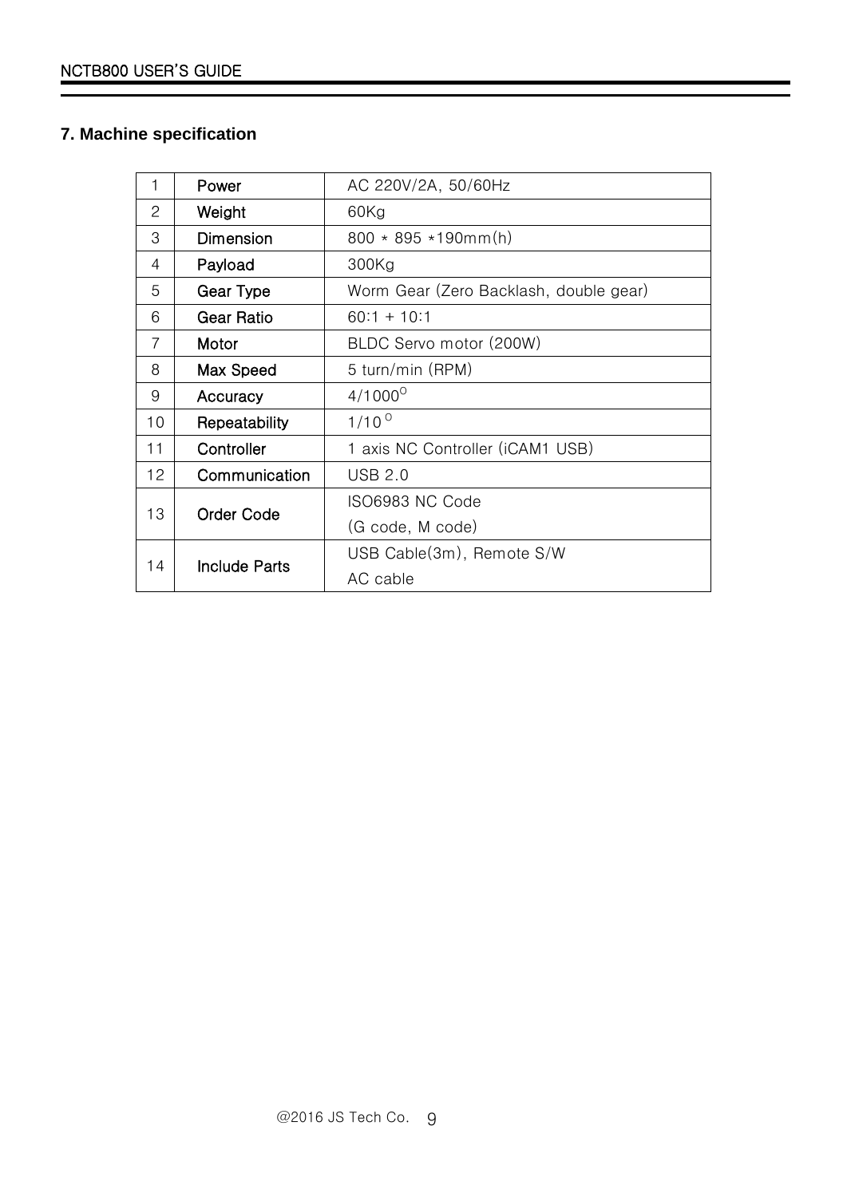## 7. Machine specification

| | | |
|---|---|---|
| 1 | **Power** | AC 220V/2A, 50/60Hz |
| 2 | **Weight** | 60Kg |
| 3 | **Dimension** | 800 * 895 *190mm(h) |
| 4 | **Payload** | 300Kg |
| 5 | **Gear Type** | Worm Gear (Zero Backlash, double gear) |
| 6 | **Gear Ratio** | 60:1 + 10:1 |
| 7 | **Motor** | BLDC Servo motor (200W) |
| 8 | **Max Speed** | 5 turn/min (RPM) |
| 9 | **Accuracy** | $4/1000^{O}$ |
| 10 | **Repeatability** | $1/10^{O}$ |
| 11 | **Controller** | 1 axis NC Controller (iCAM1 USB) |
| 12 | **Communication** | USB 2.0 |
| 13 | **Order Code** | ISO6983 NC Code<br>(G code, M code) |
| 14 | **Include Parts** | USB Cable(3m), Remote S/W<br>AC cable |

@2016 JS Tech Co.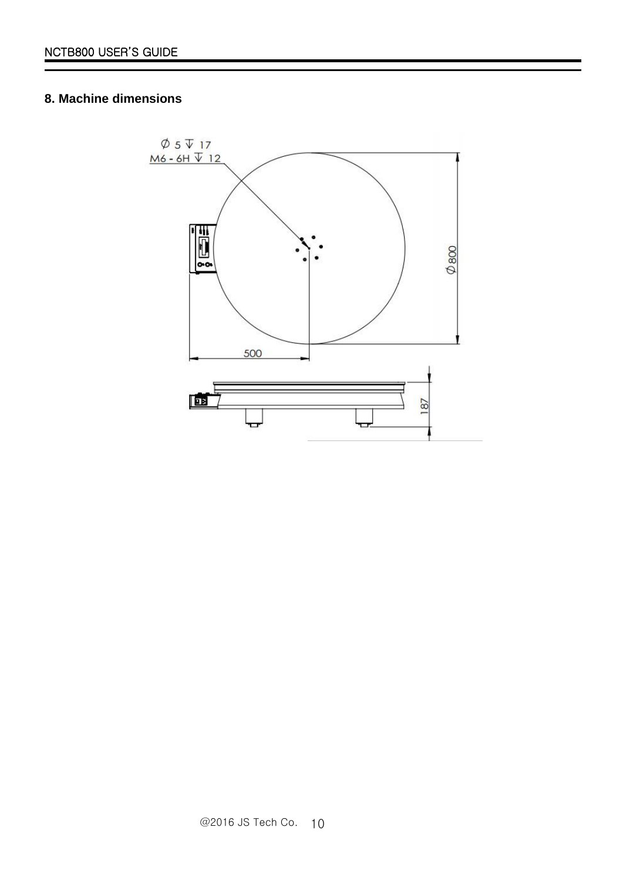## 8. Machine dimensions

Ø 5 ↧ 17
M6 - 6H ↧ 12

Ø800

500

187